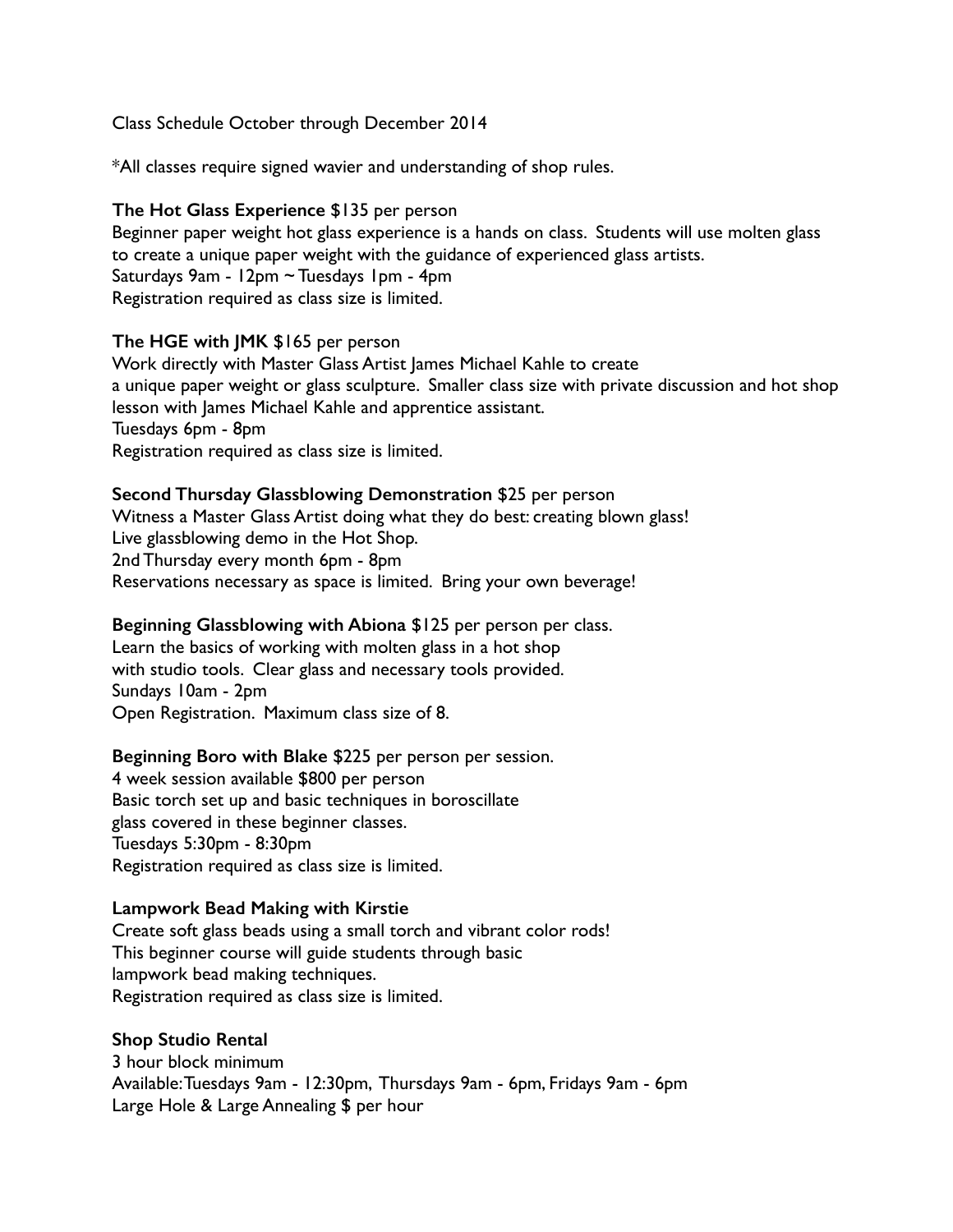Class Schedule October through December 2014

*All classes require signed wavier and understanding of shop rules.

**The Hot Glass Experience** $135 per person
Beginner paper weight hot glass experience is a hands on class. Students will use molten glass to create a unique paper weight with the guidance of experienced glass artists.
Saturdays 9am - 12pm ~ Tuesdays 1pm - 4pm
Registration required as class size is limited.

**The HGE with JMK** $165 per person
Work directly with Master Glass Artist James Michael Kahle to create a unique paper weight or glass sculpture. Smaller class size with private discussion and hot shop lesson with James Michael Kahle and apprentice assistant.
Tuesdays 6pm - 8pm
Registration required as class size is limited.

**Second Thursday Glassblowing Demonstration** $25 per person
Witness a Master Glass Artist doing what they do best: creating blown glass!
Live glassblowing demo in the Hot Shop.
2nd Thursday every month 6pm - 8pm
Reservations necessary as space is limited. Bring your own beverage!

**Beginning Glassblowing with Abiona** $125 per person per class.
Learn the basics of working with molten glass in a hot shop with studio tools. Clear glass and necessary tools provided.
Sundays 10am - 2pm
Open Registration. Maximum class size of 8.

**Beginning Boro with Blake** $225 per person per session.
4 week session available $800 per person
Basic torch set up and basic techniques in boroscillate glass covered in these beginner classes.
Tuesdays 5:30pm - 8:30pm
Registration required as class size is limited.

**Lampwork Bead Making with Kirstie**
Create soft glass beads using a small torch and vibrant color rods!
This beginner course will guide students through basic lampwork bead making techniques.
Registration required as class size is limited.

**Shop Studio Rental**
3 hour block minimum
Available: Tuesdays 9am - 12:30pm, Thursdays 9am - 6pm, Fridays 9am - 6pm
Large Hole & Large Annealing $ per hour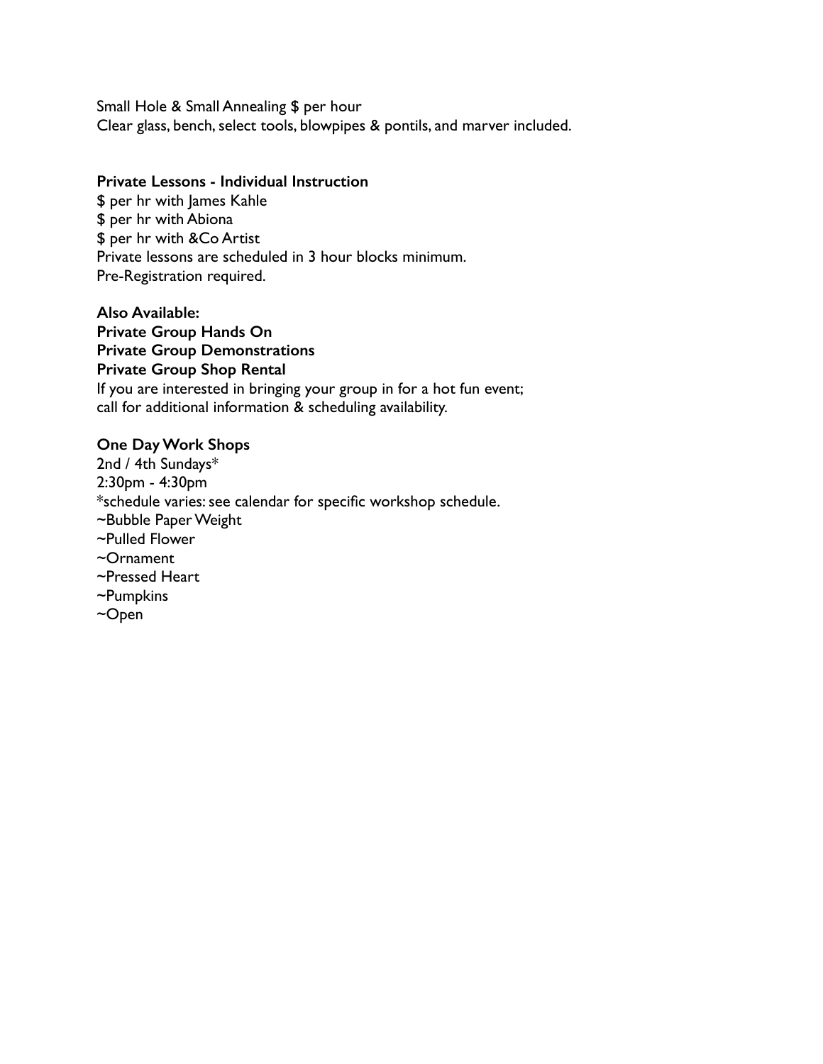Small Hole & Small Annealing $ per hour
Clear glass, bench, select tools, blowpipes & pontils, and marver included.

**Private Lessons - Individual Instruction**
$ per hr with James Kahle
$ per hr with Abiona
$ per hr with &Co Artist
Private lessons are scheduled in 3 hour blocks minimum.
Pre-Registration required.

**Also Available:**
**Private Group Hands On**
**Private Group Demonstrations**
**Private Group Shop Rental**
If you are interested in bringing your group in for a hot fun event;
call for additional information & scheduling availability.

**One Day Work Shops**
2nd / 4th Sundays*
2:30pm - 4:30pm
*schedule varies: see calendar for specific workshop schedule.
~Bubble Paper Weight
~Pulled Flower
~Ornament
~Pressed Heart
~Pumpkins
~Open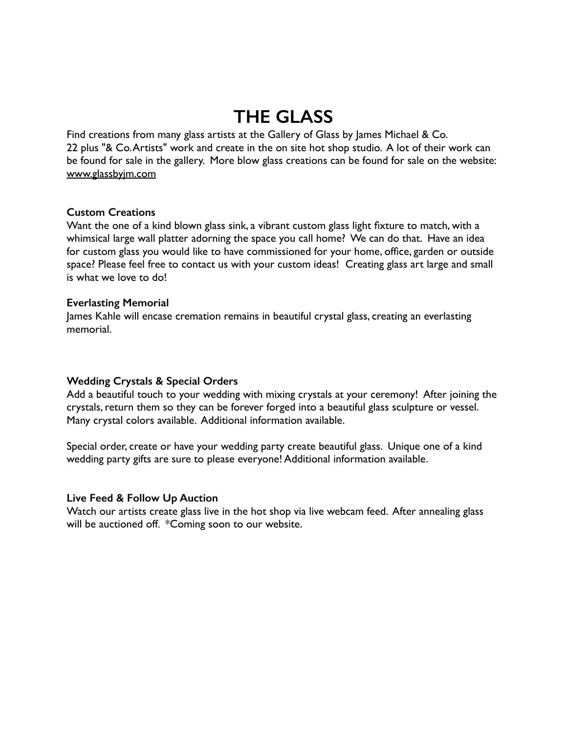# THE GLASS

Find creations from many glass artists at the Gallery of Glass by James Michael & Co.
22 plus "& Co. Artists" work and create in the on site hot shop studio. A lot of their work can be found for sale in the gallery. More blow glass creations can be found for sale on the website: www.glassbyjm.com

**Custom Creations**

Want the one of a kind blown glass sink, a vibrant custom glass light fixture to match, with a whimsical large wall platter adorning the space you call home? We can do that. Have an idea for custom glass you would like to have commissioned for your home, office, garden or outside space? Please feel free to contact us with your custom ideas! Creating glass art large and small is what we love to do!

**Everlasting Memorial**

James Kahle will encase cremation remains in beautiful crystal glass, creating an everlasting memorial.

**Wedding Crystals & Special Orders**

Add a beautiful touch to your wedding with mixing crystals at your ceremony! After joining the crystals, return them so they can be forever forged into a beautiful glass sculpture or vessel. Many crystal colors available. Additional information available.

Special order, create or have your wedding party create beautiful glass. Unique one of a kind wedding party gifts are sure to please everyone! Additional information available.

**Live Feed & Follow Up Auction**

Watch our artists create glass live in the hot shop via live webcam feed. After annealing glass will be auctioned off. *Coming soon to our website.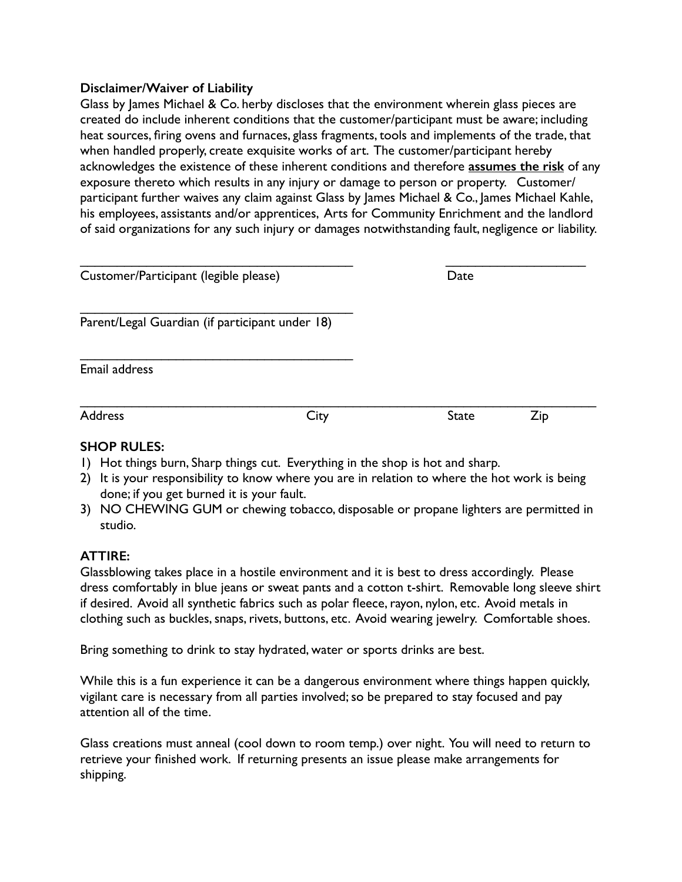**Disclaimer/Waiver of Liability**

Glass by James Michael & Co. herby discloses that the environment wherein glass pieces are created do include inherent conditions that the customer/participant must be aware; including heat sources, firing ovens and furnaces, glass fragments, tools and implements of the trade, that when handled properly, create exquisite works of art. The customer/participant hereby acknowledges the existence of these inherent conditions and therefore **assumes the risk** of any exposure thereto which results in any injury or damage to person or property. Customer/ participant further waives any claim against Glass by James Michael & Co., James Michael Kahle, his employees, assistants and/or apprentices, Arts for Community Enrichment and the landlord of said organizations for any such injury or damages notwithstanding fault, negligence or liability.

_________________________________________ _____________________

Customer/Participant (legible please) Date

_________________________________________

Parent/Legal Guardian (if participant under 18)

_________________________________________

Email address

_____________________________________________________________________________

Address City State Zip

**SHOP RULES:**

1) Hot things burn, Sharp things cut. Everything in the shop is hot and sharp.
2) It is your responsibility to know where you are in relation to where the hot work is being done; if you get burned it is your fault.
3) NO CHEWING GUM or chewing tobacco, disposable or propane lighters are permitted in studio.

**ATTIRE:**

Glassblowing takes place in a hostile environment and it is best to dress accordingly. Please dress comfortably in blue jeans or sweat pants and a cotton t-shirt. Removable long sleeve shirt if desired. Avoid all synthetic fabrics such as polar fleece, rayon, nylon, etc. Avoid metals in clothing such as buckles, snaps, rivets, buttons, etc. Avoid wearing jewelry. Comfortable shoes.

Bring something to drink to stay hydrated, water or sports drinks are best.

While this is a fun experience it can be a dangerous environment where things happen quickly, vigilant care is necessary from all parties involved; so be prepared to stay focused and pay attention all of the time.

Glass creations must anneal (cool down to room temp.) over night. You will need to return to retrieve your finished work. If returning presents an issue please make arrangements for shipping.